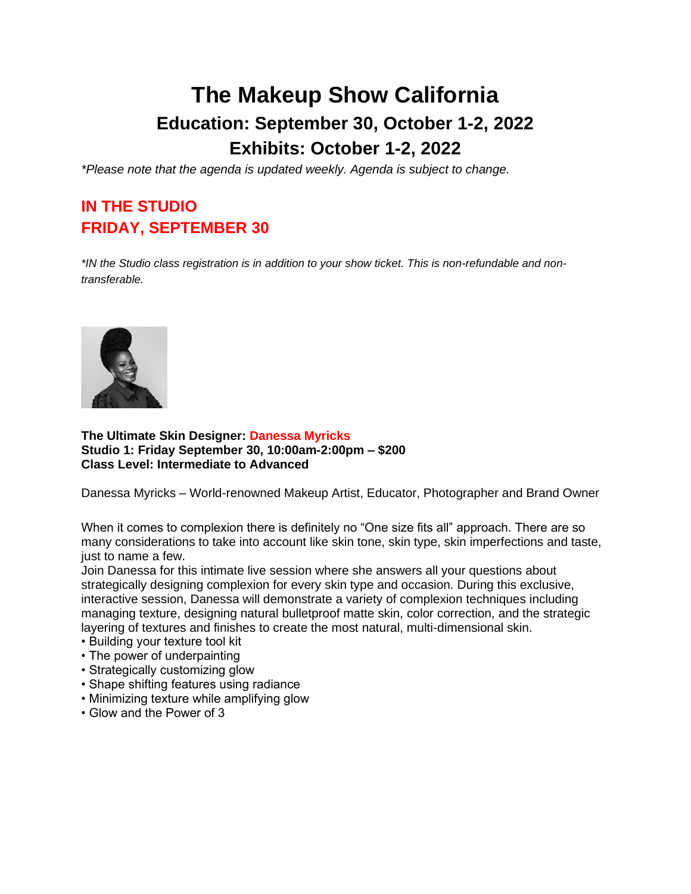# The Makeup Show California

## Education: September 30, October 1-2, 2022

## Exhibits: October 1-2, 2022

*\*Please note that the agenda is updated weekly. Agenda is subject to change.*

## IN THE STUDIO
## FRIDAY, SEPTEMBER 30

*\*IN the Studio class registration is in addition to your show ticket. This is non-refundable and non-transferable.*

**The Ultimate Skin Designer: Danessa Myricks**
**Studio 1: Friday September 30, 10:00am-2:00pm – $200**
**Class Level: Intermediate to Advanced**

Danessa Myricks – World-renowned Makeup Artist, Educator, Photographer and Brand Owner

When it comes to complexion there is definitely no "One size fits all" approach. There are so many considerations to take into account like skin tone, skin type, skin imperfections and taste, just to name a few.
Join Danessa for this intimate live session where she answers all your questions about strategically designing complexion for every skin type and occasion. During this exclusive, interactive session, Danessa will demonstrate a variety of complexion techniques including managing texture, designing natural bulletproof matte skin, color correction, and the strategic layering of textures and finishes to create the most natural, multi-dimensional skin.

- Building your texture tool kit
- The power of underpainting
- Strategically customizing glow
- Shape shifting features using radiance
- Minimizing texture while amplifying glow
- Glow and the Power of 3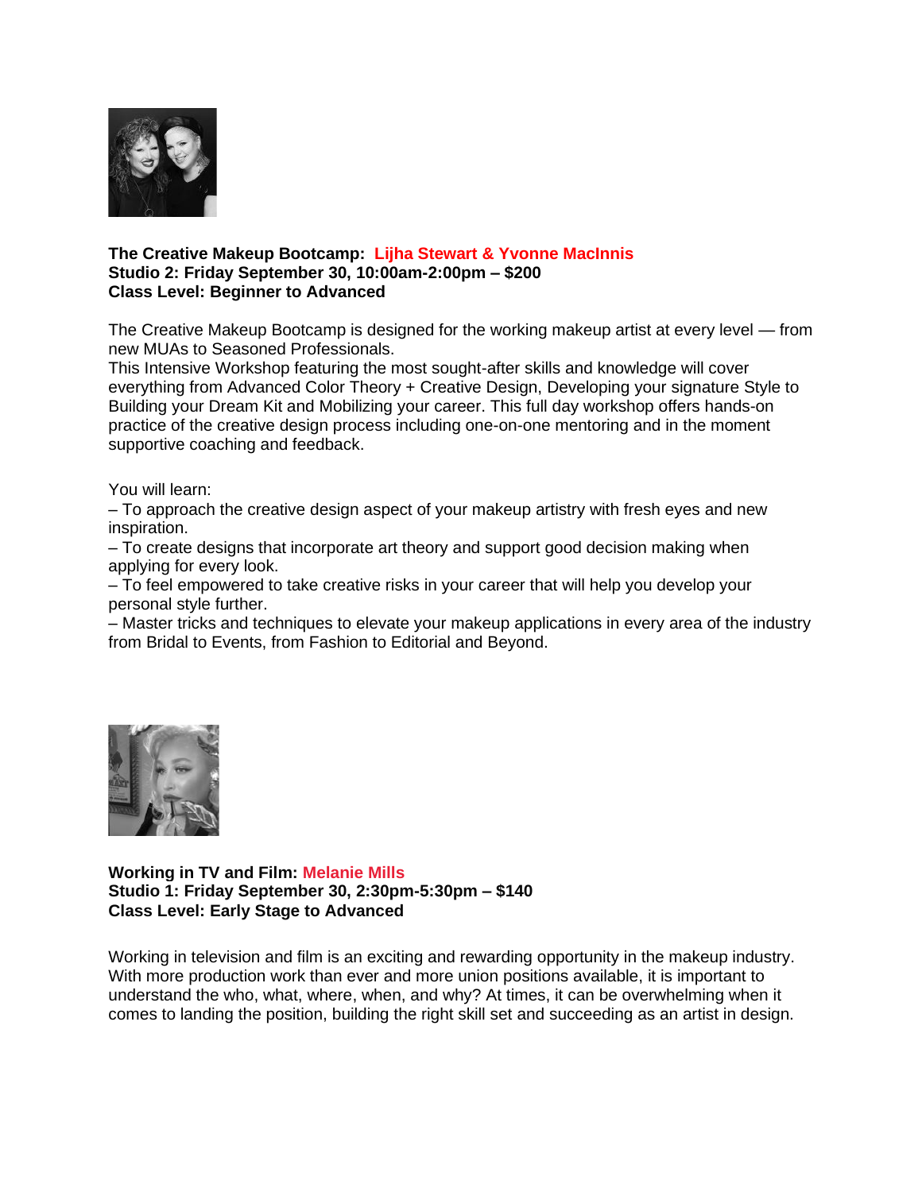**The Creative Makeup Bootcamp: Lijha Stewart & Yvonne MacInnis**
**Studio 2: Friday September 30, 10:00am-2:00pm – $200**
**Class Level: Beginner to Advanced**

The Creative Makeup Bootcamp is designed for the working makeup artist at every level — from new MUAs to Seasoned Professionals.
This Intensive Workshop featuring the most sought-after skills and knowledge will cover everything from Advanced Color Theory + Creative Design, Developing your signature Style to Building your Dream Kit and Mobilizing your career. This full day workshop offers hands-on practice of the creative design process including one-on-one mentoring and in the moment supportive coaching and feedback.

You will learn:
– To approach the creative design aspect of your makeup artistry with fresh eyes and new inspiration.
– To create designs that incorporate art theory and support good decision making when applying for every look.
– To feel empowered to take creative risks in your career that will help you develop your personal style further.
– Master tricks and techniques to elevate your makeup applications in every area of the industry from Bridal to Events, from Fashion to Editorial and Beyond.

**Working in TV and Film: Melanie Mills**
**Studio 1: Friday September 30, 2:30pm-5:30pm – $140**
**Class Level: Early Stage to Advanced**

Working in television and film is an exciting and rewarding opportunity in the makeup industry. With more production work than ever and more union positions available, it is important to understand the who, what, where, when, and why? At times, it can be overwhelming when it comes to landing the position, building the right skill set and succeeding as an artist in design.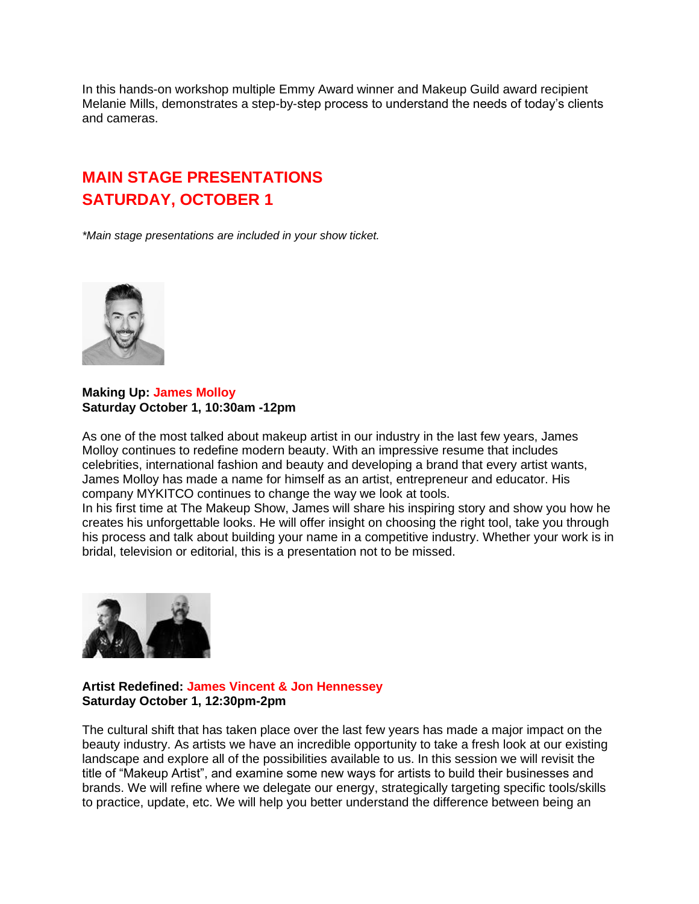In this hands-on workshop multiple Emmy Award winner and Makeup Guild award recipient Melanie Mills, demonstrates a step-by-step process to understand the needs of today's clients and cameras.

## MAIN STAGE PRESENTATIONS
## SATURDAY, OCTOBER 1

*\*Main stage presentations are included in your show ticket.*

**Making Up: James Molloy**
**Saturday October 1, 10:30am -12pm**

As one of the most talked about makeup artist in our industry in the last few years, James Molloy continues to redefine modern beauty. With an impressive resume that includes celebrities, international fashion and beauty and developing a brand that every artist wants, James Molloy has made a name for himself as an artist, entrepreneur and educator. His company MYKITCO continues to change the way we look at tools.
In his first time at The Makeup Show, James will share his inspiring story and show you how he creates his unforgettable looks. He will offer insight on choosing the right tool, take you through his process and talk about building your name in a competitive industry. Whether your work is in bridal, television or editorial, this is a presentation not to be missed.

**Artist Redefined: James Vincent & Jon Hennessey**
**Saturday October 1, 12:30pm-2pm**

The cultural shift that has taken place over the last few years has made a major impact on the beauty industry. As artists we have an incredible opportunity to take a fresh look at our existing landscape and explore all of the possibilities available to us. In this session we will revisit the title of "Makeup Artist", and examine some new ways for artists to build their businesses and brands. We will refine where we delegate our energy, strategically targeting specific tools/skills to practice, update, etc. We will help you better understand the difference between being an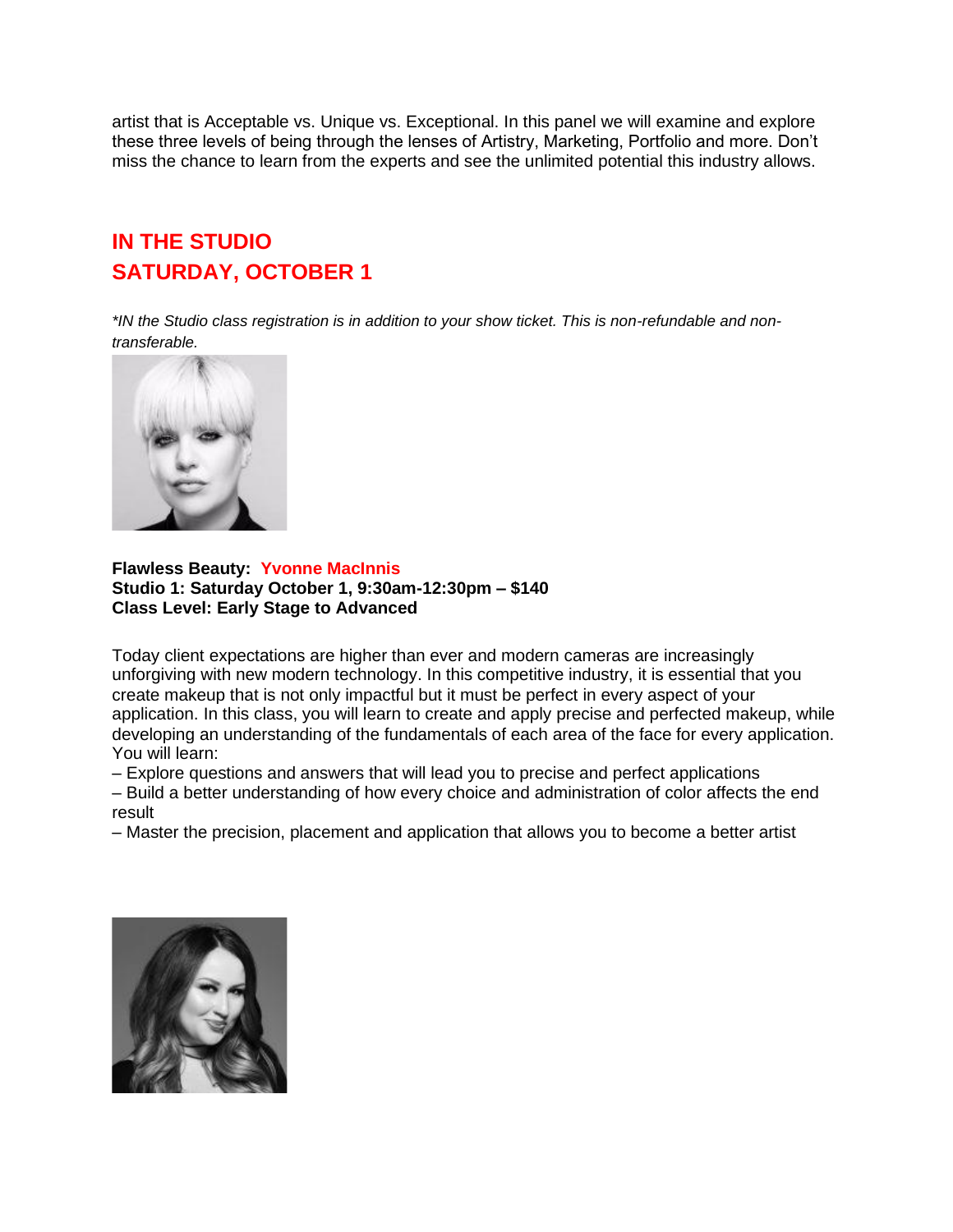artist that is Acceptable vs. Unique vs. Exceptional. In this panel we will examine and explore these three levels of being through the lenses of Artistry, Marketing, Portfolio and more. Don't miss the chance to learn from the experts and see the unlimited potential this industry allows.

## IN THE STUDIO
## SATURDAY, OCTOBER 1

*\*IN the Studio class registration is in addition to your show ticket. This is non-refundable and non-transferable.*

**Flawless Beauty: Yvonne MacInnis**
**Studio 1: Saturday October 1, 9:30am-12:30pm – $140**
**Class Level: Early Stage to Advanced**

Today client expectations are higher than ever and modern cameras are increasingly unforgiving with new modern technology. In this competitive industry, it is essential that you create makeup that is not only impactful but it must be perfect in every aspect of your application. In this class, you will learn to create and apply precise and perfected makeup, while developing an understanding of the fundamentals of each area of the face for every application. You will learn:

– Explore questions and answers that will lead you to precise and perfect applications
– Build a better understanding of how every choice and administration of color affects the end result
– Master the precision, placement and application that allows you to become a better artist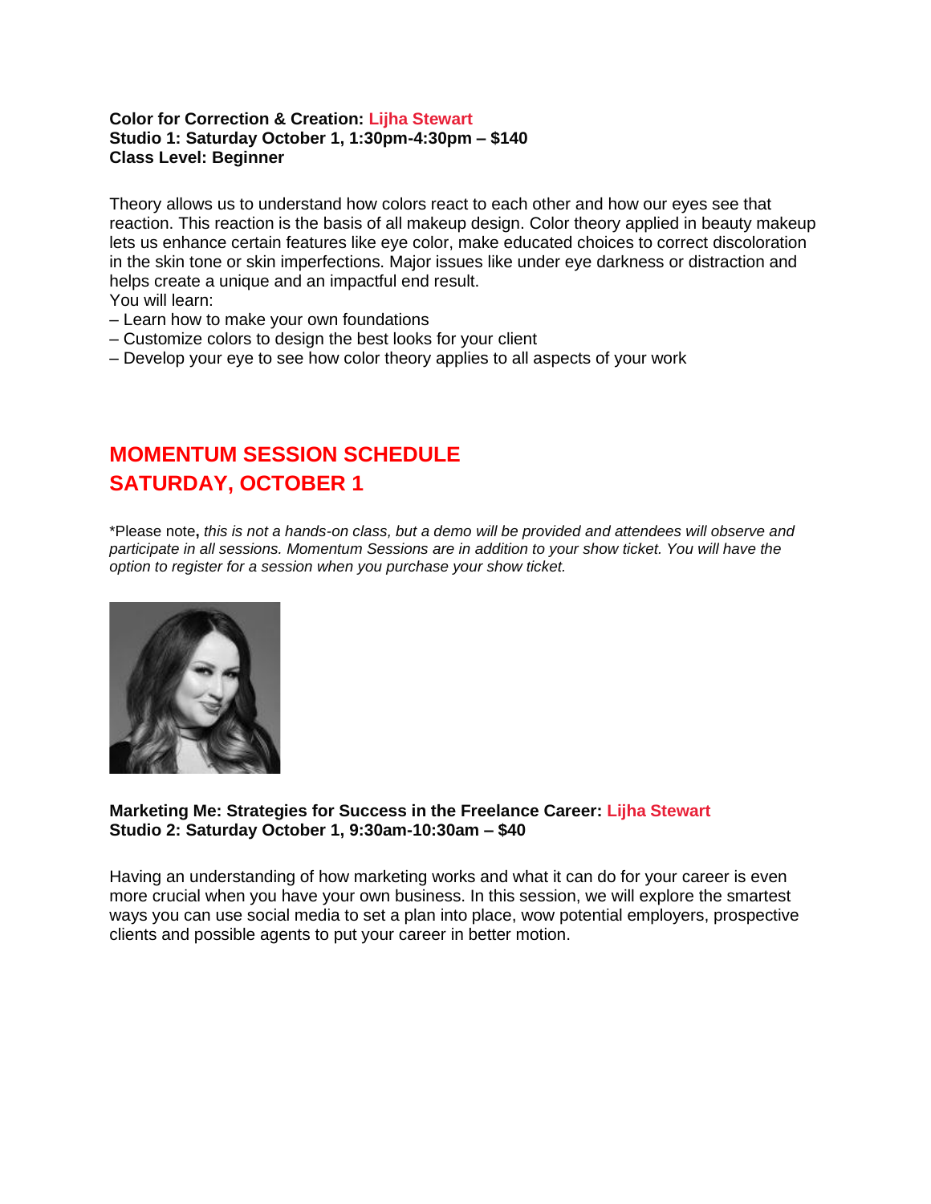**Color for Correction & Creation: Lijha Stewart**
**Studio 1: Saturday October 1, 1:30pm-4:30pm – $140**
**Class Level: Beginner**

Theory allows us to understand how colors react to each other and how our eyes see that reaction. This reaction is the basis of all makeup design. Color theory applied in beauty makeup lets us enhance certain features like eye color, make educated choices to correct discoloration in the skin tone or skin imperfections. Major issues like under eye darkness or distraction and helps create a unique and an impactful end result.
You will learn:
– Learn how to make your own foundations
– Customize colors to design the best looks for your client
– Develop your eye to see how color theory applies to all aspects of your work

## MOMENTUM SESSION SCHEDULE
## SATURDAY, OCTOBER 1

*Please note, *this is not a hands-on class, but a demo will be provided and attendees will observe and participate in all sessions. Momentum Sessions are in addition to your show ticket. You will have the option to register for a session when you purchase your show ticket.*

**Marketing Me: Strategies for Success in the Freelance Career: Lijha Stewart**
**Studio 2: Saturday October 1, 9:30am-10:30am – $40**

Having an understanding of how marketing works and what it can do for your career is even more crucial when you have your own business. In this session, we will explore the smartest ways you can use social media to set a plan into place, wow potential employers, prospective clients and possible agents to put your career in better motion.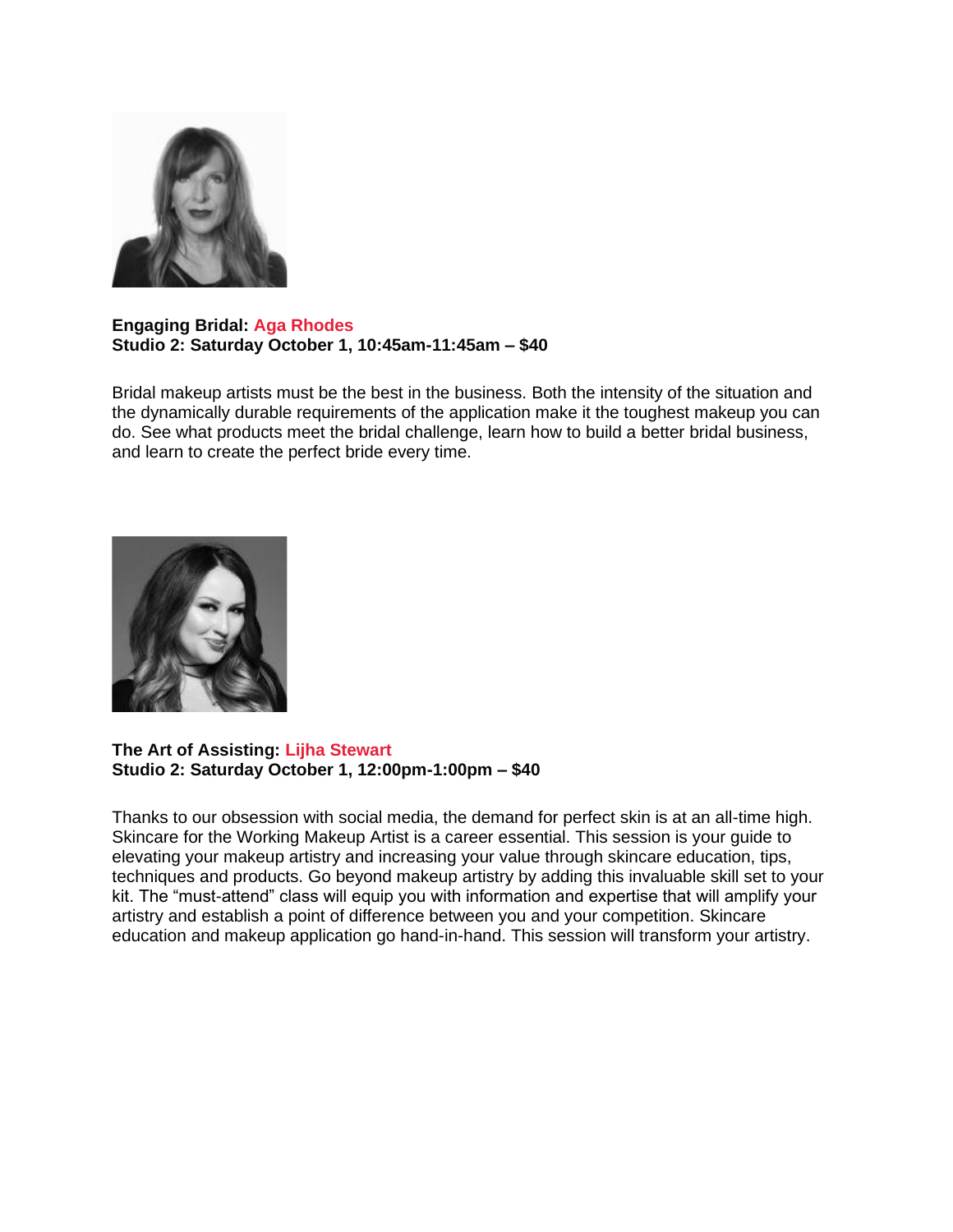**Engaging Bridal: Aga Rhodes**
**Studio 2: Saturday October 1, 10:45am-11:45am – $40**

Bridal makeup artists must be the best in the business. Both the intensity of the situation and the dynamically durable requirements of the application make it the toughest makeup you can do. See what products meet the bridal challenge, learn how to build a better bridal business, and learn to create the perfect bride every time.

**The Art of Assisting: Lijha Stewart**
**Studio 2: Saturday October 1, 12:00pm-1:00pm – $40**

Thanks to our obsession with social media, the demand for perfect skin is at an all-time high. Skincare for the Working Makeup Artist is a career essential. This session is your guide to elevating your makeup artistry and increasing your value through skincare education, tips, techniques and products. Go beyond makeup artistry by adding this invaluable skill set to your kit. The "must-attend" class will equip you with information and expertise that will amplify your artistry and establish a point of difference between you and your competition. Skincare education and makeup application go hand-in-hand. This session will transform your artistry.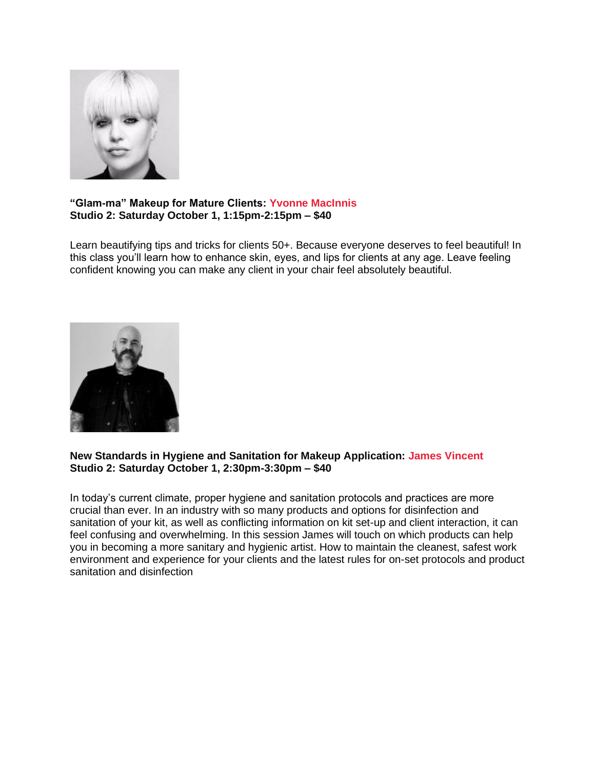**“Glam-ma” Makeup for Mature Clients: Yvonne MacInnis**
**Studio 2: Saturday October 1, 1:15pm-2:15pm – $40**

Learn beautifying tips and tricks for clients 50+. Because everyone deserves to feel beautiful! In this class you’ll learn how to enhance skin, eyes, and lips for clients at any age. Leave feeling confident knowing you can make any client in your chair feel absolutely beautiful.

**New Standards in Hygiene and Sanitation for Makeup Application: James Vincent**
**Studio 2: Saturday October 1, 2:30pm-3:30pm – $40**

In today’s current climate, proper hygiene and sanitation protocols and practices are more crucial than ever. In an industry with so many products and options for disinfection and sanitation of your kit, as well as conflicting information on kit set-up and client interaction, it can feel confusing and overwhelming. In this session James will touch on which products can help you in becoming a more sanitary and hygienic artist. How to maintain the cleanest, safest work environment and experience for your clients and the latest rules for on-set protocols and product sanitation and disinfection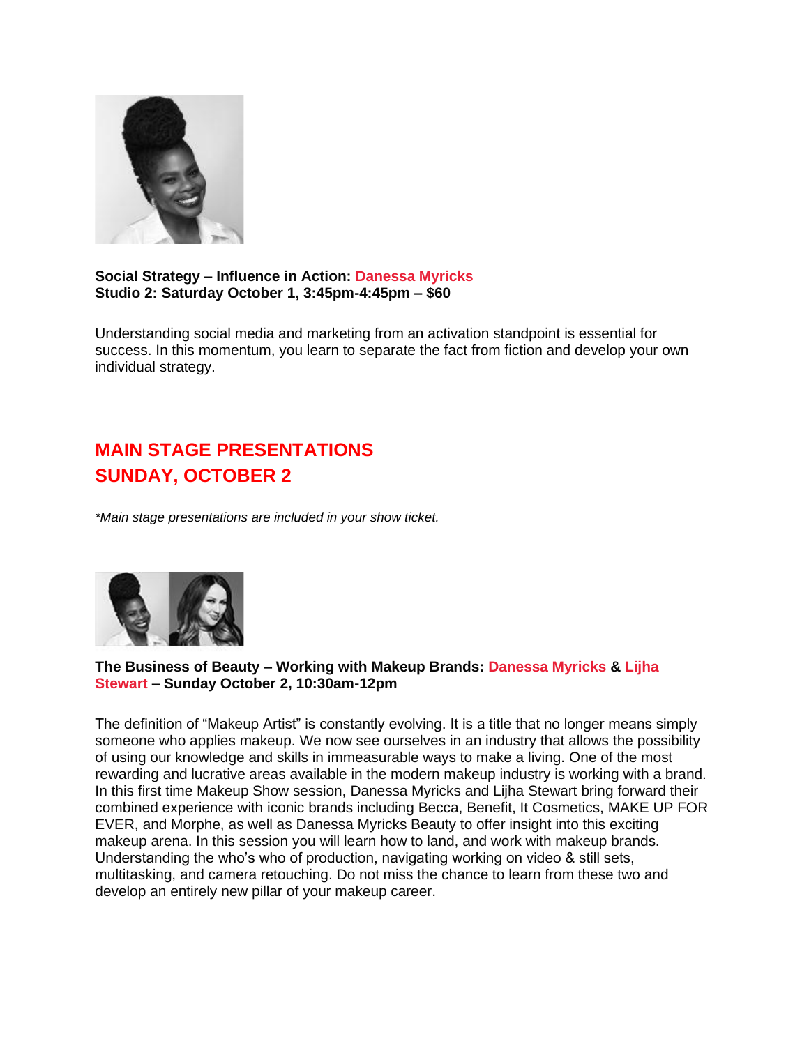**Social Strategy – Influence in Action: Danessa Myricks**
**Studio 2: Saturday October 1, 3:45pm-4:45pm – $60**

Understanding social media and marketing from an activation standpoint is essential for success. In this momentum, you learn to separate the fact from fiction and develop your own individual strategy.

## MAIN STAGE PRESENTATIONS
## SUNDAY, OCTOBER 2

*\*Main stage presentations are included in your show ticket.*

**The Business of Beauty – Working with Makeup Brands: Danessa Myricks & Lijha Stewart – Sunday October 2, 10:30am-12pm**

The definition of "Makeup Artist" is constantly evolving. It is a title that no longer means simply someone who applies makeup. We now see ourselves in an industry that allows the possibility of using our knowledge and skills in immeasurable ways to make a living. One of the most rewarding and lucrative areas available in the modern makeup industry is working with a brand. In this first time Makeup Show session, Danessa Myricks and Lijha Stewart bring forward their combined experience with iconic brands including Becca, Benefit, It Cosmetics, MAKE UP FOR EVER, and Morphe, as well as Danessa Myricks Beauty to offer insight into this exciting makeup arena. In this session you will learn how to land, and work with makeup brands. Understanding the who's who of production, navigating working on video & still sets, multitasking, and camera retouching. Do not miss the chance to learn from these two and develop an entirely new pillar of your makeup career.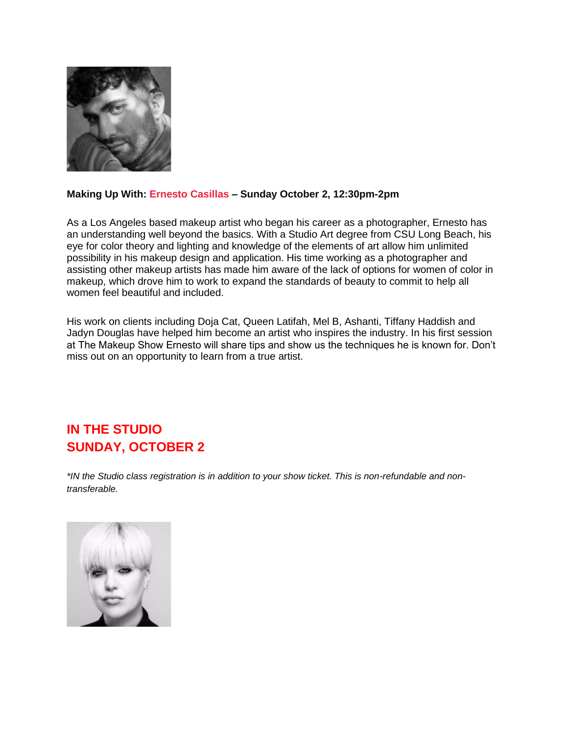**Making Up With: Ernesto Casillas – Sunday October 2, 12:30pm-2pm**

As a Los Angeles based makeup artist who began his career as a photographer, Ernesto has an understanding well beyond the basics. With a Studio Art degree from CSU Long Beach, his eye for color theory and lighting and knowledge of the elements of art allow him unlimited possibility in his makeup design and application. His time working as a photographer and assisting other makeup artists has made him aware of the lack of options for women of color in makeup, which drove him to work to expand the standards of beauty to commit to help all women feel beautiful and included.

His work on clients including Doja Cat, Queen Latifah, Mel B, Ashanti, Tiffany Haddish and Jadyn Douglas have helped him become an artist who inspires the industry. In his first session at The Makeup Show Ernesto will share tips and show us the techniques he is known for. Don't miss out on an opportunity to learn from a true artist.

## IN THE STUDIO
## SUNDAY, OCTOBER 2

*\*IN the Studio class registration is in addition to your show ticket. This is non-refundable and non-transferable.*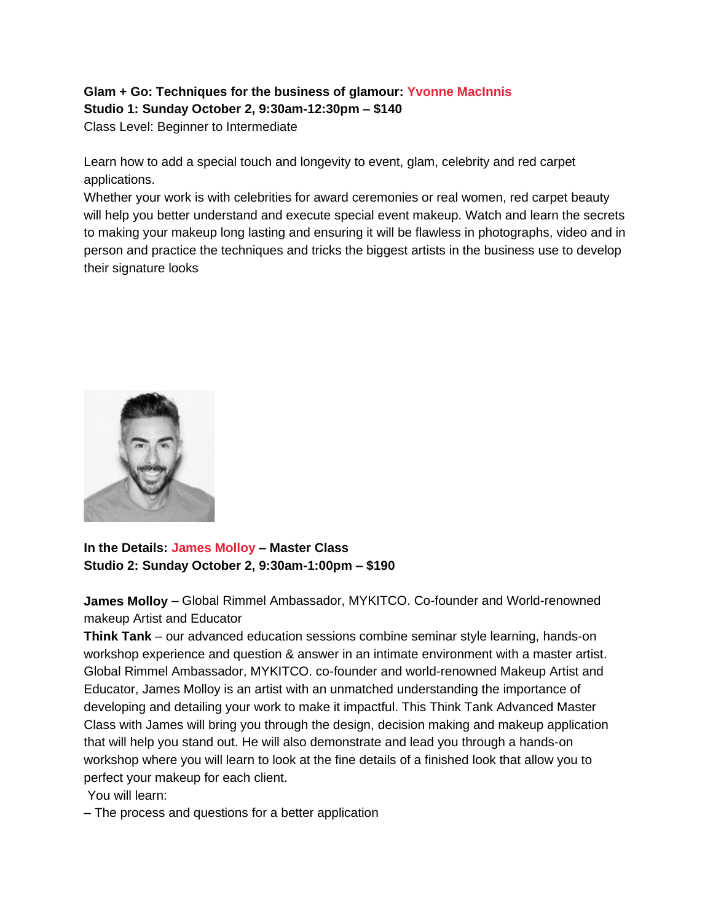**Glam + Go: Techniques for the business of glamour: Yvonne MacInnis**
**Studio 1: Sunday October 2, 9:30am-12:30pm – $140**
Class Level: Beginner to Intermediate

Learn how to add a special touch and longevity to event, glam, celebrity and red carpet applications.
Whether your work is with celebrities for award ceremonies or real women, red carpet beauty will help you better understand and execute special event makeup. Watch and learn the secrets to making your makeup long lasting and ensuring it will be flawless in photographs, video and in person and practice the techniques and tricks the biggest artists in the business use to develop their signature looks

**In the Details: James Molloy – Master Class**
**Studio 2: Sunday October 2, 9:30am-1:00pm – $190**

**James Molloy** – Global Rimmel Ambassador, MYKITCO. Co-founder and World-renowned makeup Artist and Educator
**Think Tank** – our advanced education sessions combine seminar style learning, hands-on workshop experience and question & answer in an intimate environment with a master artist. Global Rimmel Ambassador, MYKITCO. co-founder and world-renowned Makeup Artist and Educator, James Molloy is an artist with an unmatched understanding the importance of developing and detailing your work to make it impactful. This Think Tank Advanced Master Class with James will bring you through the design, decision making and makeup application that will help you stand out. He will also demonstrate and lead you through a hands-on workshop where you will learn to look at the fine details of a finished look that allow you to perfect your makeup for each client.
You will learn:
– The process and questions for a better application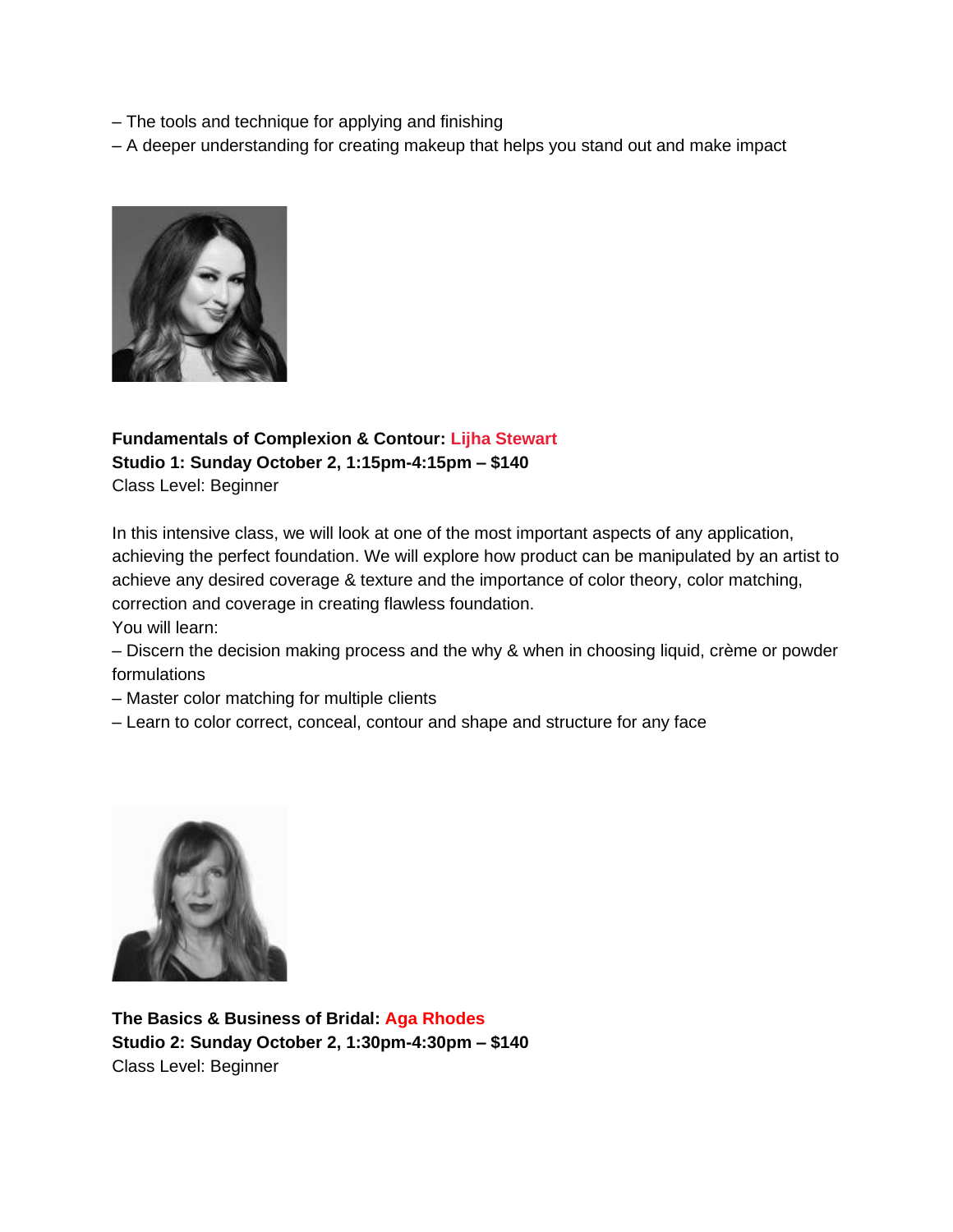– The tools and technique for applying and finishing
– A deeper understanding for creating makeup that helps you stand out and make impact

**Fundamentals of Complexion & Contour: Lijha Stewart**
**Studio 1: Sunday October 2, 1:15pm-4:15pm – $140**
Class Level: Beginner

In this intensive class, we will look at one of the most important aspects of any application, achieving the perfect foundation. We will explore how product can be manipulated by an artist to achieve any desired coverage & texture and the importance of color theory, color matching, correction and coverage in creating flawless foundation.
You will learn:
– Discern the decision making process and the why & when in choosing liquid, crème or powder formulations
– Master color matching for multiple clients
– Learn to color correct, conceal, contour and shape and structure for any face

**The Basics & Business of Bridal: Aga Rhodes**
**Studio 2: Sunday October 2, 1:30pm-4:30pm – $140**
Class Level: Beginner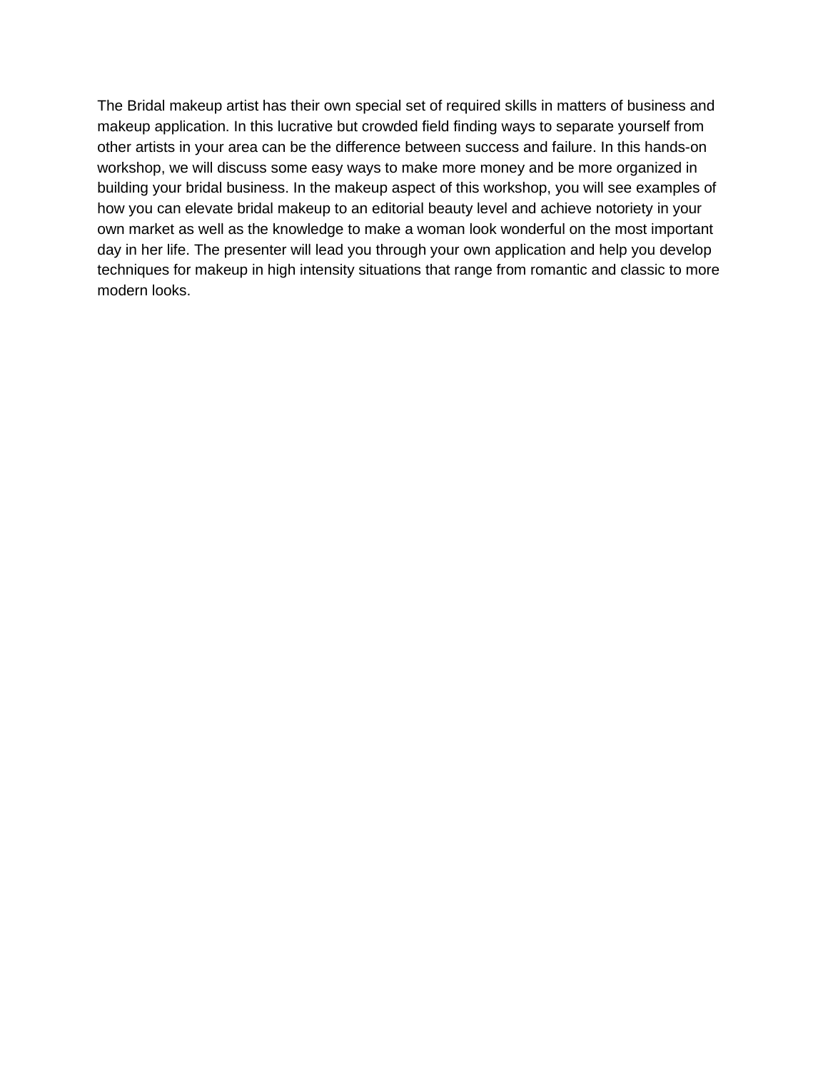The Bridal makeup artist has their own special set of required skills in matters of business and makeup application. In this lucrative but crowded field finding ways to separate yourself from other artists in your area can be the difference between success and failure. In this hands-on workshop, we will discuss some easy ways to make more money and be more organized in building your bridal business. In the makeup aspect of this workshop, you will see examples of how you can elevate bridal makeup to an editorial beauty level and achieve notoriety in your own market as well as the knowledge to make a woman look wonderful on the most important day in her life. The presenter will lead you through your own application and help you develop techniques for makeup in high intensity situations that range from romantic and classic to more modern looks.